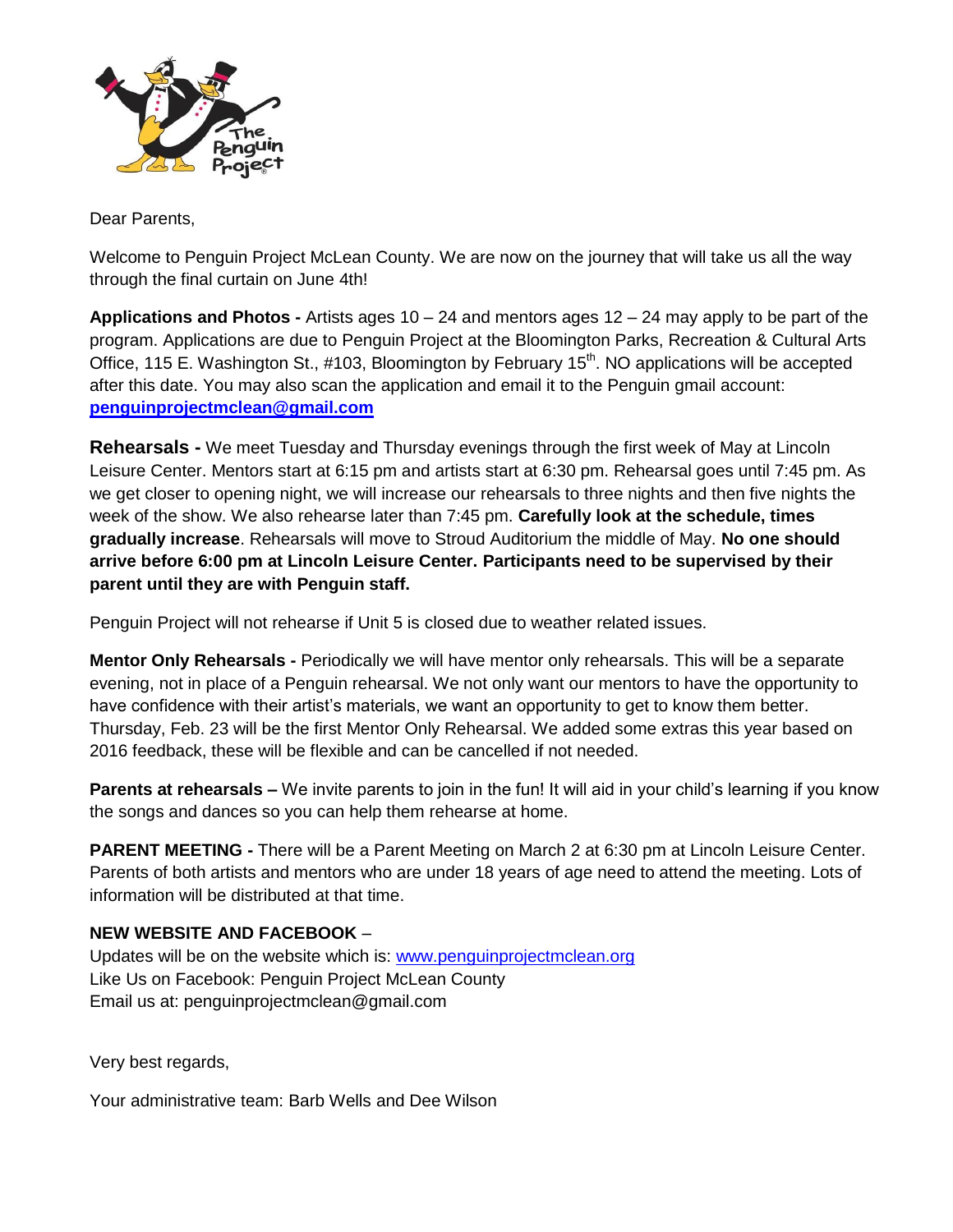Dear Parents,

Welcome to Penguin Project McLean County. We are now on the journey that will take us all the way through the final curtain on June 4th!

**Applications and Photos -** Artists ages 10 – 24 and mentors ages 12 – 24 may apply to be part of the program. Applications are due to Penguin Project at the Bloomington Parks, Recreation & Cultural Arts Office, 115 E. Washington St., #103, Bloomington by February 15th. NO applications will be accepted after this date. You may also scan the application and email it to the Penguin gmail account: **penguinprojectmclean@gmail.com**

**Rehearsals -** We meet Tuesday and Thursday evenings through the first week of May at Lincoln Leisure Center. Mentors start at 6:15 pm and artists start at 6:30 pm. Rehearsal goes until 7:45 pm. As we get closer to opening night, we will increase our rehearsals to three nights and then five nights the week of the show. We also rehearse later than 7:45 pm. **Carefully look at the schedule, times gradually increase**. Rehearsals will move to Stroud Auditorium the middle of May. **No one should arrive before 6:00 pm at Lincoln Leisure Center. Participants need to be supervised by their parent until they are with Penguin staff.**

Penguin Project will not rehearse if Unit 5 is closed due to weather related issues.

**Mentor Only Rehearsals -** Periodically we will have mentor only rehearsals. This will be a separate evening, not in place of a Penguin rehearsal. We not only want our mentors to have the opportunity to have confidence with their artist's materials, we want an opportunity to get to know them better. Thursday, Feb. 23 will be the first Mentor Only Rehearsal. We added some extras this year based on 2016 feedback, these will be flexible and can be cancelled if not needed.

**Parents at rehearsals –** We invite parents to join in the fun! It will aid in your child's learning if you know the songs and dances so you can help them rehearse at home.

**PARENT MEETING -** There will be a Parent Meeting on March 2 at 6:30 pm at Lincoln Leisure Center. Parents of both artists and mentors who are under 18 years of age need to attend the meeting. Lots of information will be distributed at that time.

**NEW WEBSITE AND FACEBOOK** –
Updates will be on the website which is: www.penguinprojectmclean.org
Like Us on Facebook: Penguin Project McLean County
Email us at: penguinprojectmclean@gmail.com

Very best regards,

Your administrative team: Barb Wells and Dee Wilson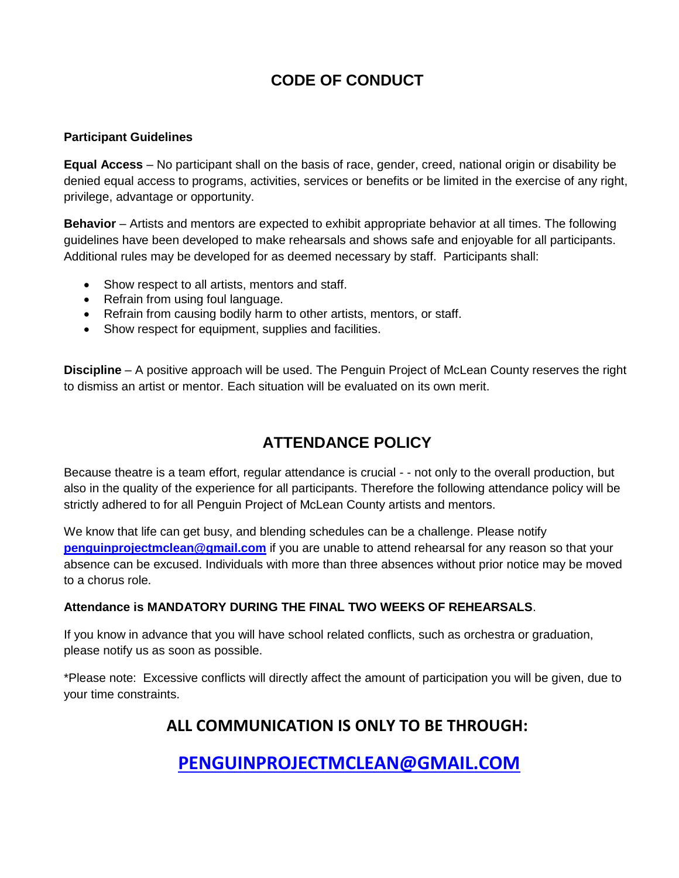# CODE OF CONDUCT

**Participant Guidelines**

**Equal Access** – No participant shall on the basis of race, gender, creed, national origin or disability be denied equal access to programs, activities, services or benefits or be limited in the exercise of any right, privilege, advantage or opportunity.

**Behavior** – Artists and mentors are expected to exhibit appropriate behavior at all times. The following guidelines have been developed to make rehearsals and shows safe and enjoyable for all participants. Additional rules may be developed for as deemed necessary by staff. Participants shall:

- Show respect to all artists, mentors and staff.
- Refrain from using foul language.
- Refrain from causing bodily harm to other artists, mentors, or staff.
- Show respect for equipment, supplies and facilities.

**Discipline** – A positive approach will be used. The Penguin Project of McLean County reserves the right to dismiss an artist or mentor. Each situation will be evaluated on its own merit.

# ATTENDANCE POLICY

Because theatre is a team effort, regular attendance is crucial - - not only to the overall production, but also in the quality of the experience for all participants. Therefore the following attendance policy will be strictly adhered to for all Penguin Project of McLean County artists and mentors.

We know that life can get busy, and blending schedules can be a challenge. Please notify **penguinprojectmclean@gmail.com** if you are unable to attend rehearsal for any reason so that your absence can be excused. Individuals with more than three absences without prior notice may be moved to a chorus role.

**Attendance is MANDATORY DURING THE FINAL TWO WEEKS OF REHEARSALS**.

If you know in advance that you will have school related conflicts, such as orchestra or graduation, please notify us as soon as possible.

*Please note: Excessive conflicts will directly affect the amount of participation you will be given, due to your time constraints.

## ALL COMMUNICATION IS ONLY TO BE THROUGH:

## PENGUINPROJECTMCLEAN@GMAIL.COM